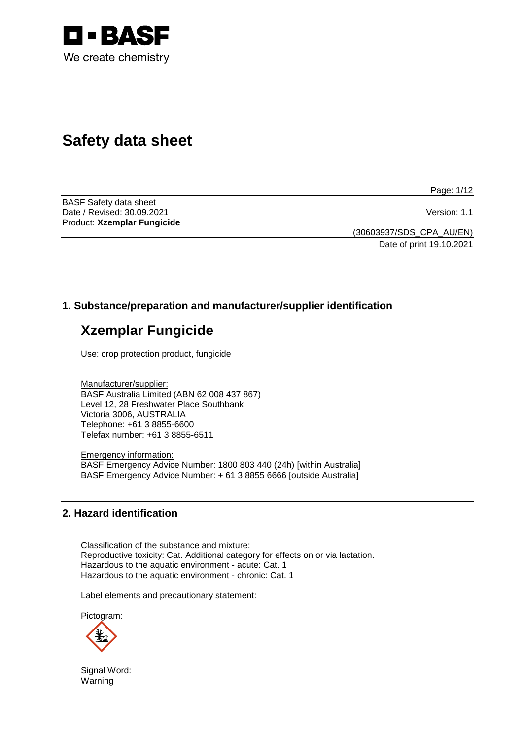# Safety data sheet

BASF Safety data sheet
Date / Revised: 30.09.2021
Product: **Xzemplar Fungicide**

Version: 1.1

(30603937/SDS_CPA_AU/EN)
Date of print 19.10.2021

## 1. Substance/preparation and manufacturer/supplier identification

# Xzemplar Fungicide

Use: crop protection product, fungicide

Manufacturer/supplier:
BASF Australia Limited (ABN 62 008 437 867)
Level 12, 28 Freshwater Place Southbank
Victoria 3006, AUSTRALIA
Telephone: +61 3 8855-6600
Telefax number: +61 3 8855-6511

Emergency information:
BASF Emergency Advice Number: 1800 803 440 (24h) [within Australia]
BASF Emergency Advice Number: + 61 3 8855 6666 [outside Australia]

## 2. Hazard identification

Classification of the substance and mixture:
Reproductive toxicity: Cat. Additional category for effects on or via lactation.
Hazardous to the aquatic environment - acute: Cat. 1
Hazardous to the aquatic environment - chronic: Cat. 1

Label elements and precautionary statement:

Pictogram:

Signal Word:
Warning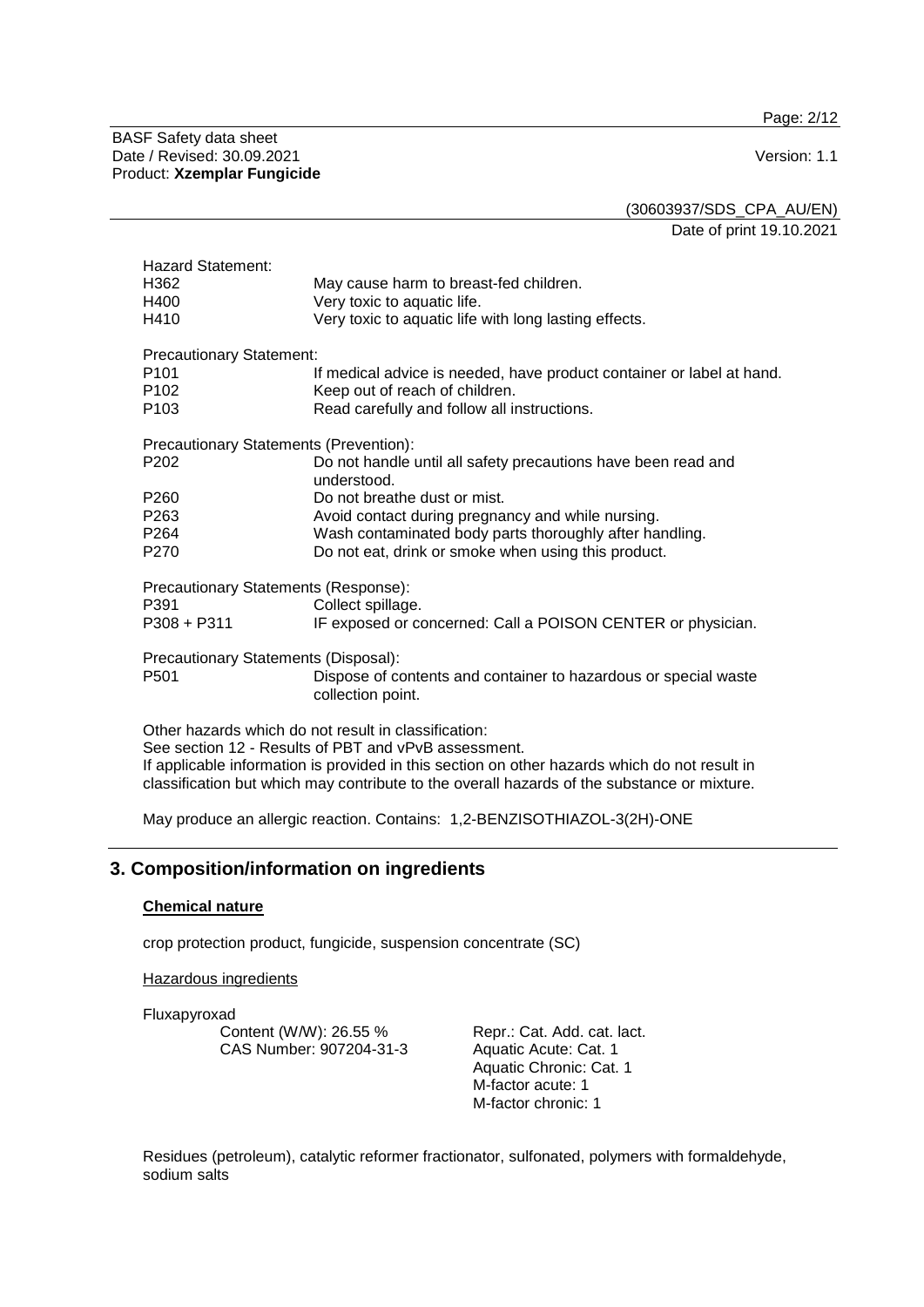Hazard Statement:

| | |
|---|---|
| H362 | May cause harm to breast-fed children. |
| H400 | Very toxic to aquatic life. |
| H410 | Very toxic to aquatic life with long lasting effects. |

Precautionary Statement:

| | |
|---|---|
| P101 | If medical advice is needed, have product container or label at hand. |
| P102 | Keep out of reach of children. |
| P103 | Read carefully and follow all instructions. |

Precautionary Statements (Prevention):

| | |
|---|---|
| P202 | Do not handle until all safety precautions have been read and understood. |
| P260 | Do not breathe dust or mist. |
| P263 | Avoid contact during pregnancy and while nursing. |
| P264 | Wash contaminated body parts thoroughly after handling. |
| P270 | Do not eat, drink or smoke when using this product. |

Precautionary Statements (Response):

| | |
|---|---|
| P391 | Collect spillage. |
| P308 + P311 | IF exposed or concerned: Call a POISON CENTER or physician. |

Precautionary Statements (Disposal):

| | |
|---|---|
| P501 | Dispose of contents and container to hazardous or special waste collection point. |

Other hazards which do not result in classification:
See section 12 - Results of PBT and vPvB assessment.
If applicable information is provided in this section on other hazards which do not result in classification but which may contribute to the overall hazards of the substance or mixture.

May produce an allergic reaction. Contains: 1,2-BENZISOTHIAZOL-3(2H)-ONE

## 3. Composition/information on ingredients

**Chemical nature**

crop protection product, fungicide, suspension concentrate (SC)

Hazardous ingredients

Fluxapyroxad

| | |
|---|---|
| Content (W/W): 26.55 %<br>CAS Number: 907204-31-3 | Repr.: Cat. Add. cat. lact.<br>Aquatic Acute: Cat. 1<br>Aquatic Chronic: Cat. 1<br>M-factor acute: 1<br>M-factor chronic: 1 |

Residues (petroleum), catalytic reformer fractionator, sulfonated, polymers with formaldehyde, sodium salts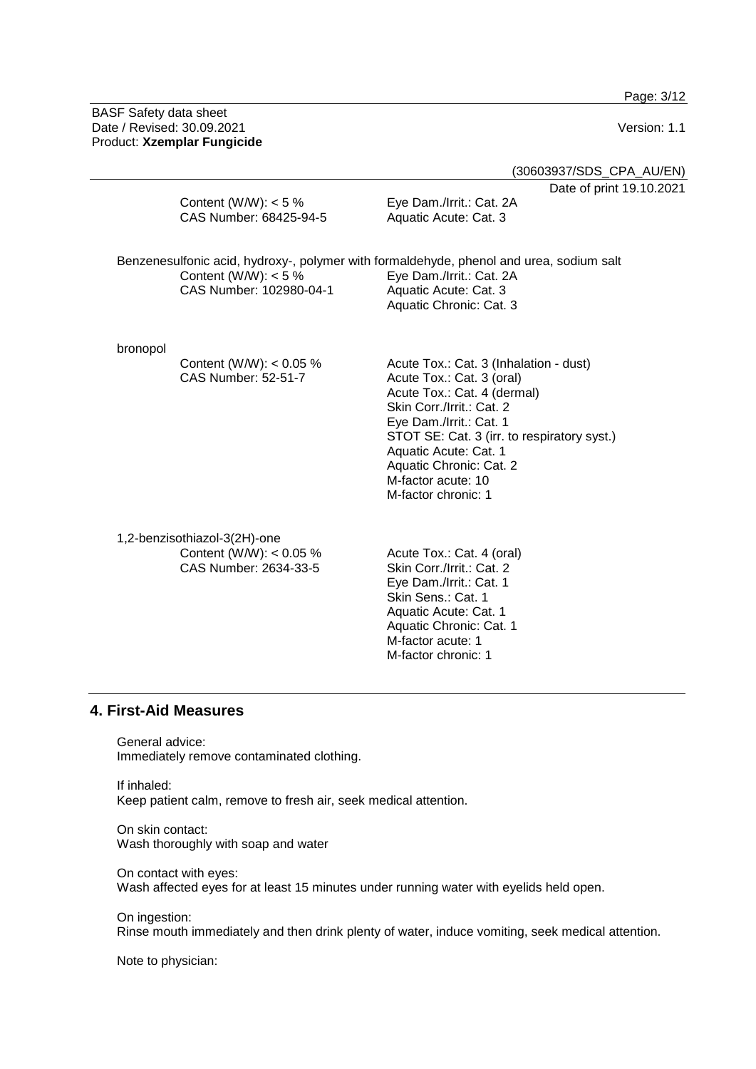Content (W/W): < 5 %
CAS Number: 68425-94-5

Eye Dam./Irrit.: Cat. 2A
Aquatic Acute: Cat. 3

Benzenesulfonic acid, hydroxy-, polymer with formaldehyde, phenol and urea, sodium salt

Content (W/W): < 5 %
CAS Number: 102980-04-1

Eye Dam./Irrit.: Cat. 2A
Aquatic Acute: Cat. 3
Aquatic Chronic: Cat. 3

bronopol

Content (W/W): < 0.05 %
CAS Number: 52-51-7

Acute Tox.: Cat. 3 (Inhalation - dust)
Acute Tox.: Cat. 3 (oral)
Acute Tox.: Cat. 4 (dermal)
Skin Corr./Irrit.: Cat. 2
Eye Dam./Irrit.: Cat. 1
STOT SE: Cat. 3 (irr. to respiratory syst.)
Aquatic Acute: Cat. 1
Aquatic Chronic: Cat. 2
M-factor acute: 10
M-factor chronic: 1

1,2-benzisothiazol-3(2H)-one

Content (W/W): < 0.05 %
CAS Number: 2634-33-5

Acute Tox.: Cat. 4 (oral)
Skin Corr./Irrit.: Cat. 2
Eye Dam./Irrit.: Cat. 1
Skin Sens.: Cat. 1
Aquatic Acute: Cat. 1
Aquatic Chronic: Cat. 1
M-factor acute: 1
M-factor chronic: 1

## 4. First-Aid Measures

General advice:
Immediately remove contaminated clothing.

If inhaled:
Keep patient calm, remove to fresh air, seek medical attention.

On skin contact:
Wash thoroughly with soap and water

On contact with eyes:
Wash affected eyes for at least 15 minutes under running water with eyelids held open.

On ingestion:
Rinse mouth immediately and then drink plenty of water, induce vomiting, seek medical attention.

Note to physician: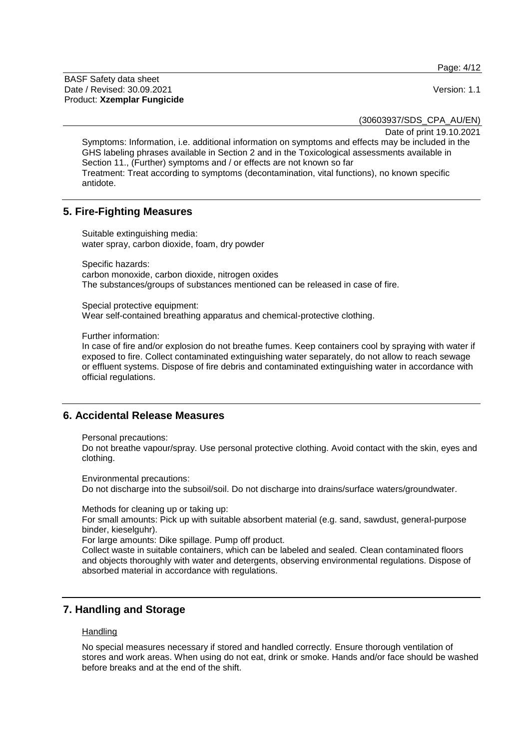Symptoms: Information, i.e. additional information on symptoms and effects may be included in the GHS labeling phrases available in Section 2 and in the Toxicological assessments available in Section 11., (Further) symptoms and / or effects are not known so far
Treatment: Treat according to symptoms (decontamination, vital functions), no known specific antidote.

## 5. Fire-Fighting Measures

Suitable extinguishing media:
water spray, carbon dioxide, foam, dry powder

Specific hazards:
carbon monoxide, carbon dioxide, nitrogen oxides
The substances/groups of substances mentioned can be released in case of fire.

Special protective equipment:
Wear self-contained breathing apparatus and chemical-protective clothing.

Further information:
In case of fire and/or explosion do not breathe fumes. Keep containers cool by spraying with water if exposed to fire. Collect contaminated extinguishing water separately, do not allow to reach sewage or effluent systems. Dispose of fire debris and contaminated extinguishing water in accordance with official regulations.

## 6. Accidental Release Measures

Personal precautions:
Do not breathe vapour/spray. Use personal protective clothing. Avoid contact with the skin, eyes and clothing.

Environmental precautions:
Do not discharge into the subsoil/soil. Do not discharge into drains/surface waters/groundwater.

Methods for cleaning up or taking up:
For small amounts: Pick up with suitable absorbent material (e.g. sand, sawdust, general-purpose binder, kieselguhr).
For large amounts: Dike spillage. Pump off product.
Collect waste in suitable containers, which can be labeled and sealed. Clean contaminated floors and objects thoroughly with water and detergents, observing environmental regulations. Dispose of absorbed material in accordance with regulations.

## 7. Handling and Storage

### Handling

No special measures necessary if stored and handled correctly. Ensure thorough ventilation of stores and work areas. When using do not eat, drink or smoke. Hands and/or face should be washed before breaks and at the end of the shift.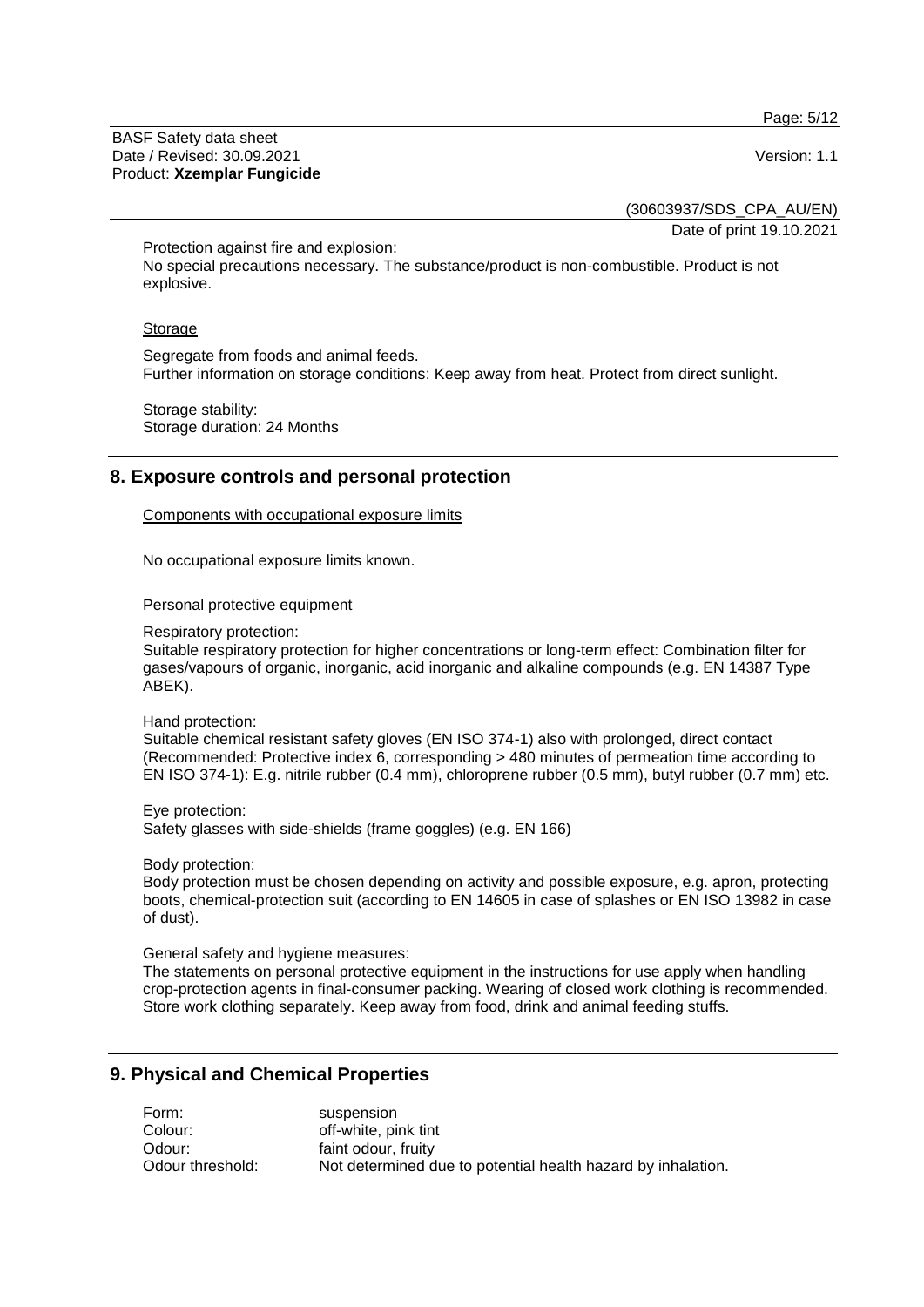Protection against fire and explosion:
No special precautions necessary. The substance/product is non-combustible. Product is not explosive.

Storage

Segregate from foods and animal feeds.
Further information on storage conditions: Keep away from heat. Protect from direct sunlight.

Storage stability:
Storage duration: 24 Months

## 8. Exposure controls and personal protection

Components with occupational exposure limits

No occupational exposure limits known.

Personal protective equipment

Respiratory protection:
Suitable respiratory protection for higher concentrations or long-term effect: Combination filter for gases/vapours of organic, inorganic, acid inorganic and alkaline compounds (e.g. EN 14387 Type ABEK).

Hand protection:
Suitable chemical resistant safety gloves (EN ISO 374-1) also with prolonged, direct contact (Recommended: Protective index 6, corresponding > 480 minutes of permeation time according to EN ISO 374-1): E.g. nitrile rubber (0.4 mm), chloroprene rubber (0.5 mm), butyl rubber (0.7 mm) etc.

Eye protection:
Safety glasses with side-shields (frame goggles) (e.g. EN 166)

Body protection:
Body protection must be chosen depending on activity and possible exposure, e.g. apron, protecting boots, chemical-protection suit (according to EN 14605 in case of splashes or EN ISO 13982 in case of dust).

General safety and hygiene measures:
The statements on personal protective equipment in the instructions for use apply when handling crop-protection agents in final-consumer packing. Wearing of closed work clothing is recommended. Store work clothing separately. Keep away from food, drink and animal feeding stuffs.

## 9. Physical and Chemical Properties

| | |
|---|---|
| Form: | suspension |
| Colour: | off-white, pink tint |
| Odour: | faint odour, fruity |
| Odour threshold: | Not determined due to potential health hazard by inhalation. |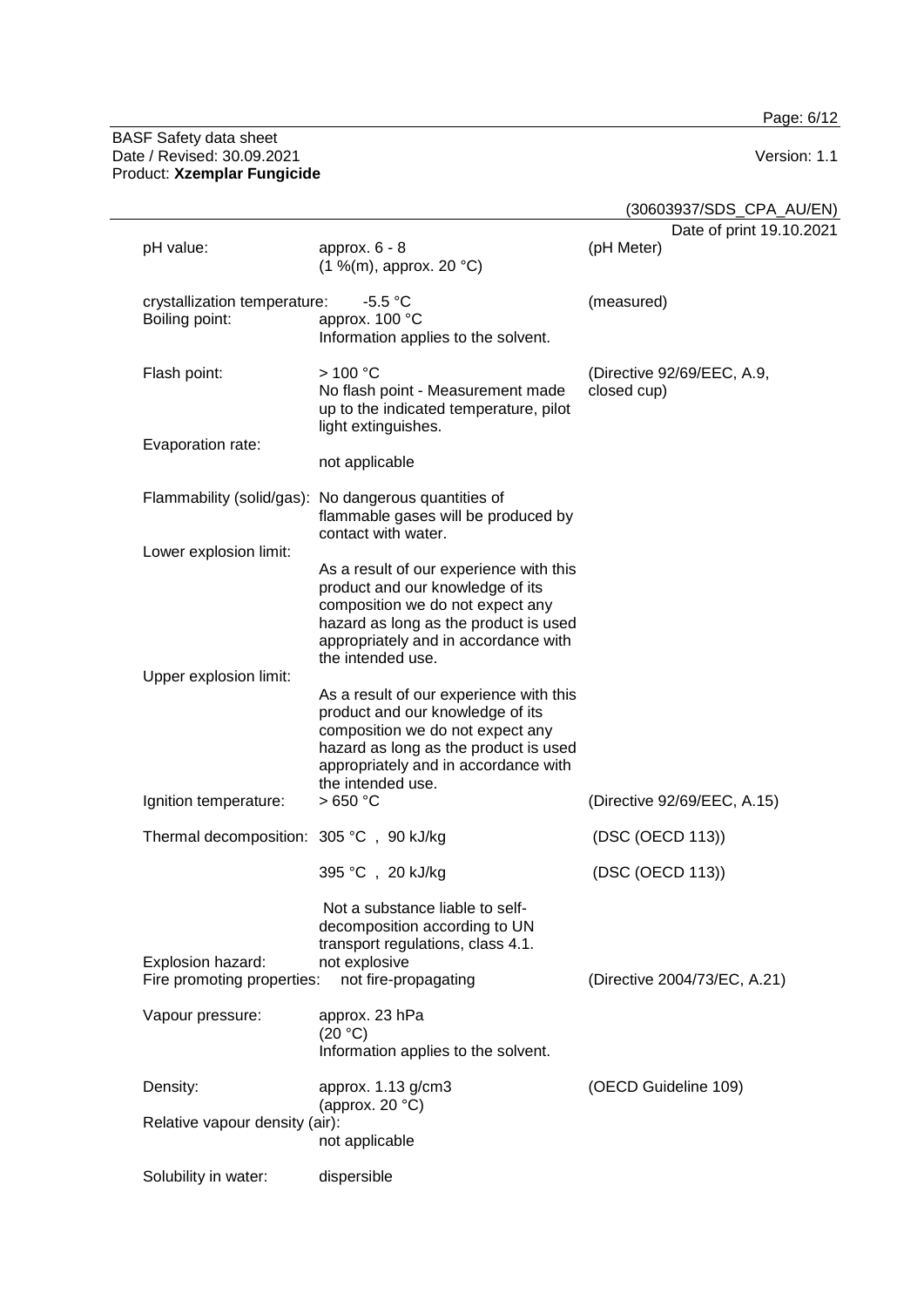| | | |
|---|---|---|
| pH value: | approx. 6 - 8<br>(1 %(m), approx. 20 °C) | (pH Meter) |
| crystallization temperature: | -5.5 °C | (measured) |
| Boiling point: | approx. 100 °C<br>Information applies to the solvent. | |
| Flash point: | > 100 °C<br>No flash point - Measurement made up to the indicated temperature, pilot light extinguishes. | (Directive 92/69/EEC, A.9, closed cup) |
| Evaporation rate: | not applicable | |
| Flammability (solid/gas): | No dangerous quantities of flammable gases will be produced by contact with water. | |
| Lower explosion limit: | As a result of our experience with this product and our knowledge of its composition we do not expect any hazard as long as the product is used appropriately and in accordance with the intended use. | |
| Upper explosion limit: | As a result of our experience with this product and our knowledge of its composition we do not expect any hazard as long as the product is used appropriately and in accordance with the intended use. | |
| Ignition temperature: | > 650 °C | (Directive 92/69/EEC, A.15) |
| Thermal decomposition: | 305 °C , 90 kJ/kg | (DSC (OECD 113)) |
| | 395 °C , 20 kJ/kg | (DSC (OECD 113)) |
| | Not a substance liable to self-decomposition according to UN transport regulations, class 4.1. | |
| Explosion hazard: | not explosive | |
| Fire promoting properties: | not fire-propagating | (Directive 2004/73/EC, A.21) |
| Vapour pressure: | approx. 23 hPa<br>(20 °C)<br>Information applies to the solvent. | |
| Density: | approx. 1.13 g/cm3<br>(approx. 20 °C) | (OECD Guideline 109) |
| Relative vapour density (air): | not applicable | |
| Solubility in water: | dispersible | |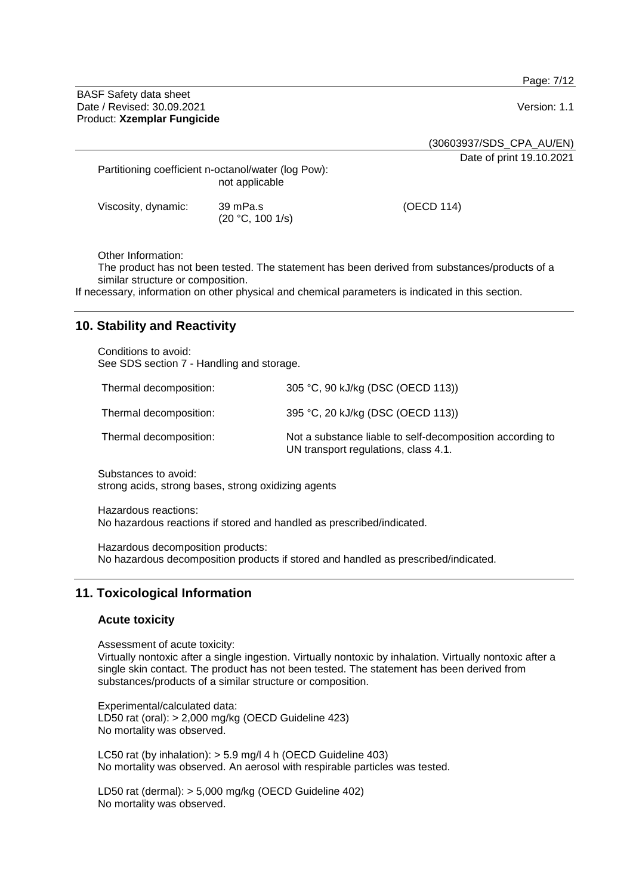Partitioning coefficient n-octanol/water (log Pow):
not applicable

| | | |
|---|---|---|
| Viscosity, dynamic: | 39 mPa.s (20 °C, 100 1/s) | (OECD 114) |

Other Information:
The product has not been tested. The statement has been derived from substances/products of a similar structure or composition.

If necessary, information on other physical and chemical parameters is indicated in this section.

## 10. Stability and Reactivity

Conditions to avoid:
See SDS section 7 - Handling and storage.

| | |
|---|---|
| Thermal decomposition: | 305 °C, 90 kJ/kg (DSC (OECD 113)) |
| Thermal decomposition: | 395 °C, 20 kJ/kg (DSC (OECD 113)) |
| Thermal decomposition: | Not a substance liable to self-decomposition according to UN transport regulations, class 4.1. |

Substances to avoid:
strong acids, strong bases, strong oxidizing agents

Hazardous reactions:
No hazardous reactions if stored and handled as prescribed/indicated.

Hazardous decomposition products:
No hazardous decomposition products if stored and handled as prescribed/indicated.

## 11. Toxicological Information

### Acute toxicity

Assessment of acute toxicity:
Virtually nontoxic after a single ingestion. Virtually nontoxic by inhalation. Virtually nontoxic after a single skin contact. The product has not been tested. The statement has been derived from substances/products of a similar structure or composition.

Experimental/calculated data:
LD50 rat (oral): > 2,000 mg/kg (OECD Guideline 423)
No mortality was observed.

LC50 rat (by inhalation): > 5.9 mg/l 4 h (OECD Guideline 403)
No mortality was observed. An aerosol with respirable particles was tested.

LD50 rat (dermal): > 5,000 mg/kg (OECD Guideline 402)
No mortality was observed.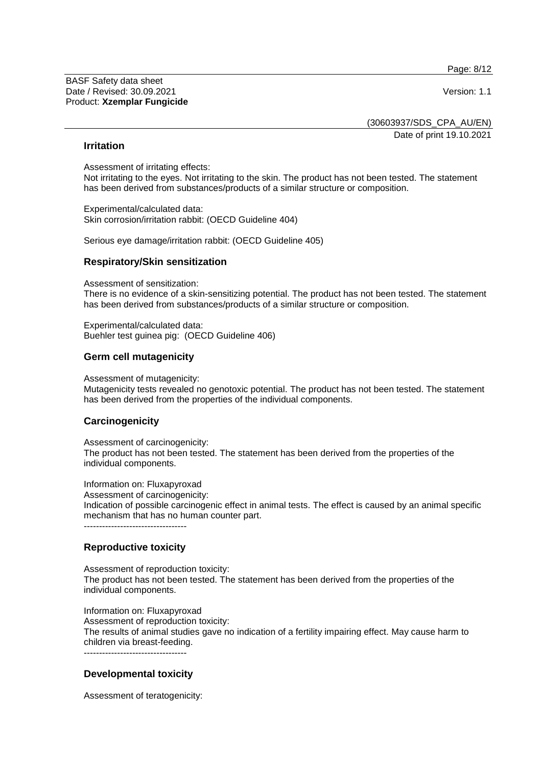## Irritation

Assessment of irritating effects:
Not irritating to the eyes. Not irritating to the skin. The product has not been tested. The statement has been derived from substances/products of a similar structure or composition.

Experimental/calculated data:
Skin corrosion/irritation rabbit: (OECD Guideline 404)

Serious eye damage/irritation rabbit: (OECD Guideline 405)

## Respiratory/Skin sensitization

Assessment of sensitization:
There is no evidence of a skin-sensitizing potential. The product has not been tested. The statement has been derived from substances/products of a similar structure or composition.

Experimental/calculated data:
Buehler test guinea pig: (OECD Guideline 406)

## Germ cell mutagenicity

Assessment of mutagenicity:
Mutagenicity tests revealed no genotoxic potential. The product has not been tested. The statement has been derived from the properties of the individual components.

## Carcinogenicity

Assessment of carcinogenicity:
The product has not been tested. The statement has been derived from the properties of the individual components.

Information on: Fluxapyroxad
Assessment of carcinogenicity:
Indication of possible carcinogenic effect in animal tests. The effect is caused by an animal specific mechanism that has no human counter part.
----------------------------------

## Reproductive toxicity

Assessment of reproduction toxicity:
The product has not been tested. The statement has been derived from the properties of the individual components.

Information on: Fluxapyroxad
Assessment of reproduction toxicity:
The results of animal studies gave no indication of a fertility impairing effect. May cause harm to children via breast-feeding.
----------------------------------

## Developmental toxicity

Assessment of teratogenicity: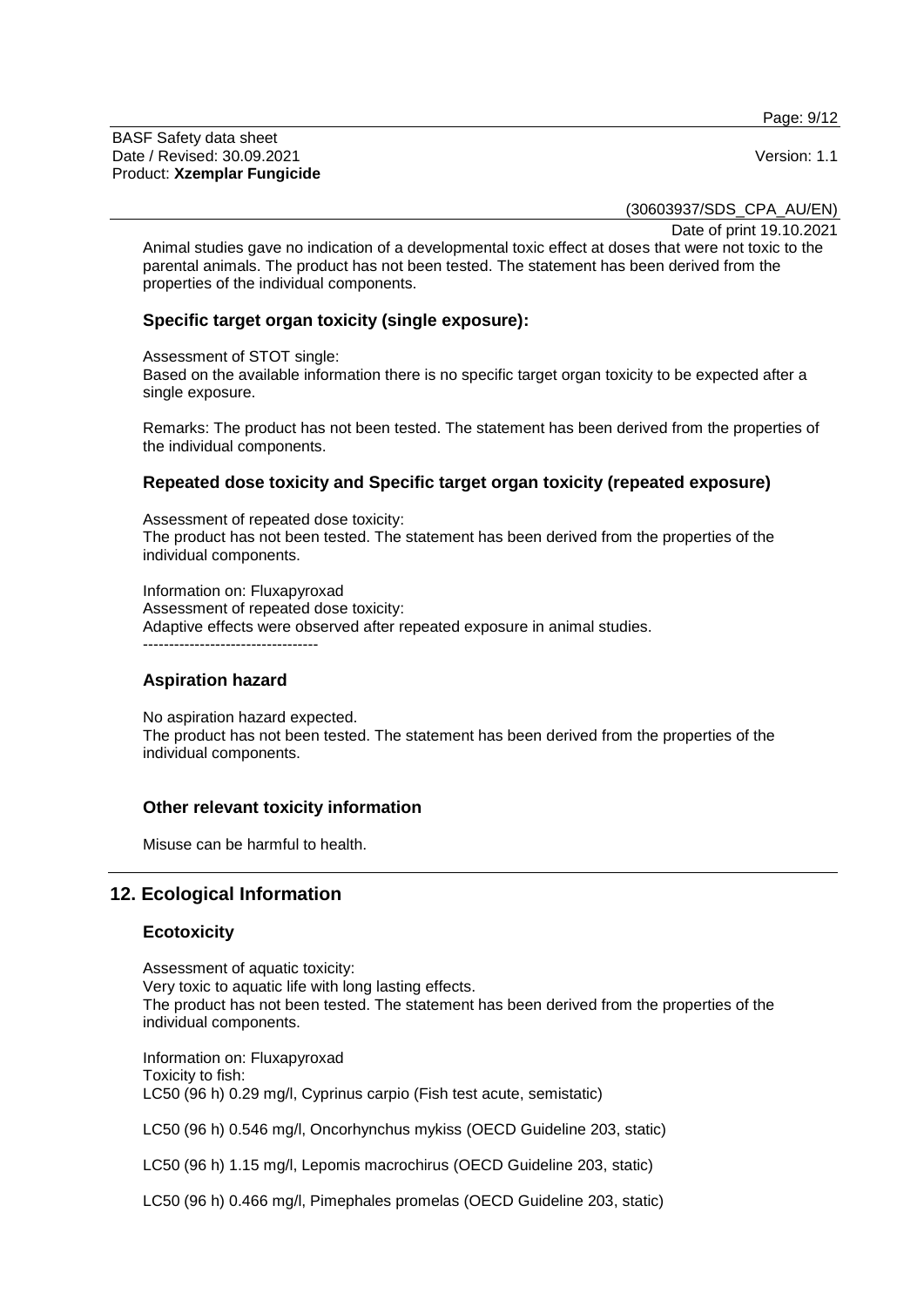Animal studies gave no indication of a developmental toxic effect at doses that were not toxic to the parental animals. The product has not been tested. The statement has been derived from the properties of the individual components.

### Specific target organ toxicity (single exposure):

Assessment of STOT single:
Based on the available information there is no specific target organ toxicity to be expected after a single exposure.

Remarks: The product has not been tested. The statement has been derived from the properties of the individual components.

### Repeated dose toxicity and Specific target organ toxicity (repeated exposure)

Assessment of repeated dose toxicity:
The product has not been tested. The statement has been derived from the properties of the individual components.

Information on: Fluxapyroxad
Assessment of repeated dose toxicity:
Adaptive effects were observed after repeated exposure in animal studies.
----------------------------------

### Aspiration hazard

No aspiration hazard expected.
The product has not been tested. The statement has been derived from the properties of the individual components.

### Other relevant toxicity information

Misuse can be harmful to health.

## 12. Ecological Information

### Ecotoxicity

Assessment of aquatic toxicity:
Very toxic to aquatic life with long lasting effects.
The product has not been tested. The statement has been derived from the properties of the individual components.

Information on: Fluxapyroxad
Toxicity to fish:
LC50 (96 h) 0.29 mg/l, Cyprinus carpio (Fish test acute, semistatic)

LC50 (96 h) 0.546 mg/l, Oncorhynchus mykiss (OECD Guideline 203, static)

LC50 (96 h) 1.15 mg/l, Lepomis macrochirus (OECD Guideline 203, static)

LC50 (96 h) 0.466 mg/l, Pimephales promelas (OECD Guideline 203, static)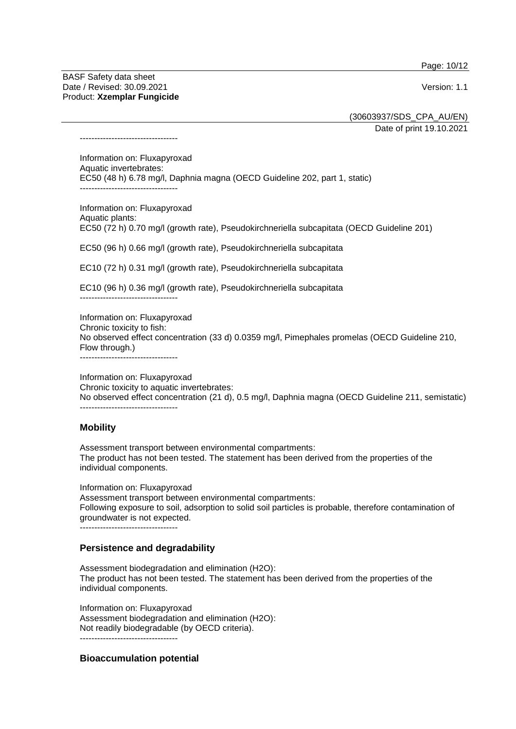----------------------------------

Information on: Fluxapyroxad
Aquatic invertebrates:
EC50 (48 h) 6.78 mg/l, Daphnia magna (OECD Guideline 202, part 1, static)
----------------------------------

Information on: Fluxapyroxad
Aquatic plants:
EC50 (72 h) 0.70 mg/l (growth rate), Pseudokirchneriella subcapitata (OECD Guideline 201)

EC50 (96 h) 0.66 mg/l (growth rate), Pseudokirchneriella subcapitata

EC10 (72 h) 0.31 mg/l (growth rate), Pseudokirchneriella subcapitata

EC10 (96 h) 0.36 mg/l (growth rate), Pseudokirchneriella subcapitata
----------------------------------

Information on: Fluxapyroxad
Chronic toxicity to fish:
No observed effect concentration (33 d) 0.0359 mg/l, Pimephales promelas (OECD Guideline 210, Flow through.)
----------------------------------

Information on: Fluxapyroxad
Chronic toxicity to aquatic invertebrates:
No observed effect concentration (21 d), 0.5 mg/l, Daphnia magna (OECD Guideline 211, semistatic)
----------------------------------

### Mobility

Assessment transport between environmental compartments:
The product has not been tested. The statement has been derived from the properties of the individual components.

Information on: Fluxapyroxad
Assessment transport between environmental compartments:
Following exposure to soil, adsorption to solid soil particles is probable, therefore contamination of groundwater is not expected.
----------------------------------

### Persistence and degradability

Assessment biodegradation and elimination ($H_2O$):
The product has not been tested. The statement has been derived from the properties of the individual components.

Information on: Fluxapyroxad
Assessment biodegradation and elimination ($H_2O$):
Not readily biodegradable (by OECD criteria).
----------------------------------

### Bioaccumulation potential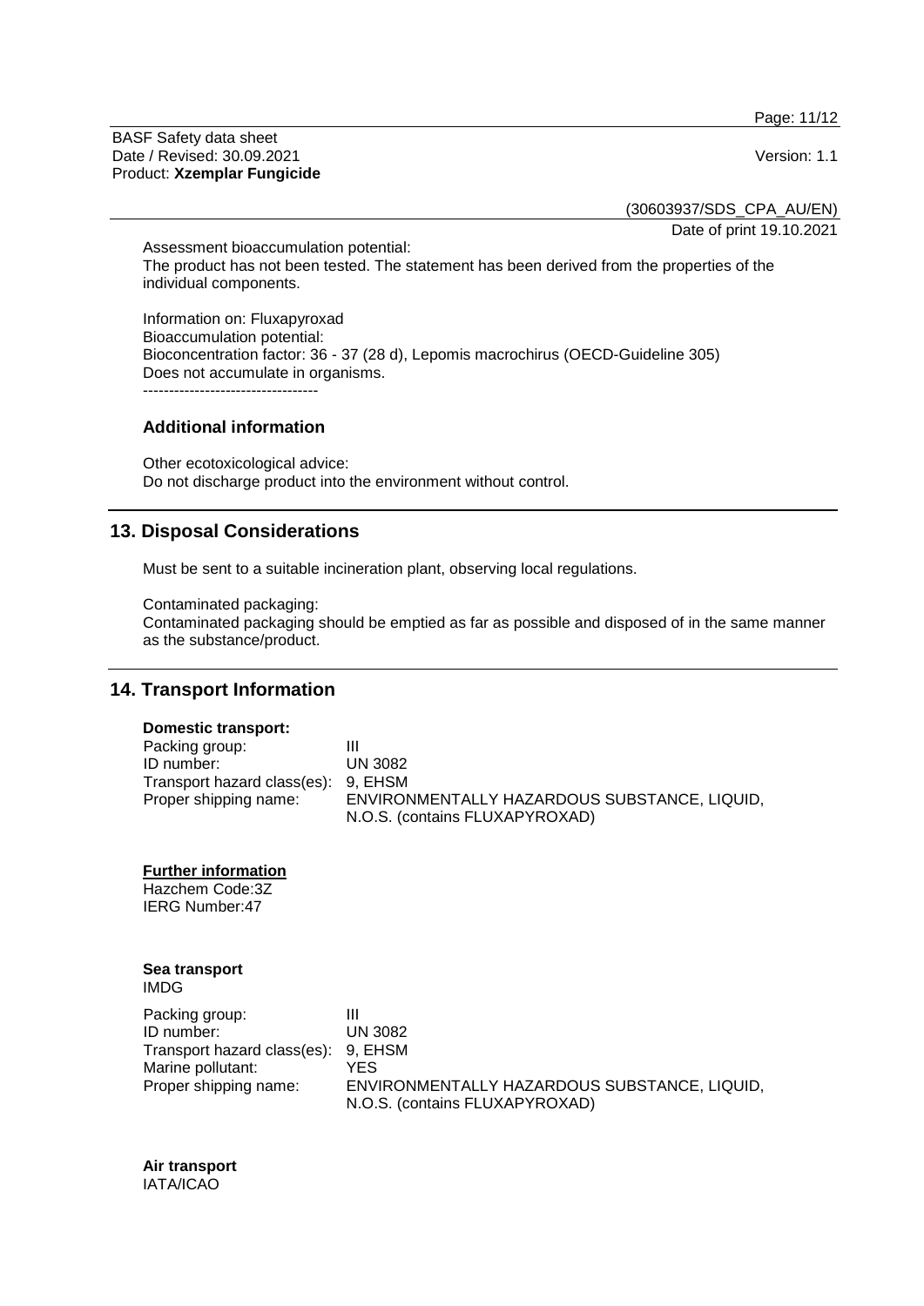Assessment bioaccumulation potential:
The product has not been tested. The statement has been derived from the properties of the individual components.

Information on: Fluxapyroxad
Bioaccumulation potential:
Bioconcentration factor: 36 - 37 (28 d), Lepomis macrochirus (OECD-Guideline 305)
Does not accumulate in organisms.
----------------------------------

### Additional information

Other ecotoxicological advice:
Do not discharge product into the environment without control.

## 13. Disposal Considerations

Must be sent to a suitable incineration plant, observing local regulations.

Contaminated packaging:
Contaminated packaging should be emptied as far as possible and disposed of in the same manner as the substance/product.

## 14. Transport Information

**Domestic transport:**

| | |
|---|---|
| Packing group: | III |
| ID number: | UN 3082 |
| Transport hazard class(es): | 9, EHSM |
| Proper shipping name: | ENVIRONMENTALLY HAZARDOUS SUBSTANCE, LIQUID, N.O.S. (contains FLUXAPYROXAD) |

**Further information**
Hazchem Code:3Z
IERG Number:47

**Sea transport**
IMDG

| | |
|---|---|
| Packing group: | III |
| ID number: | UN 3082 |
| Transport hazard class(es): | 9, EHSM |
| Marine pollutant: | YES |
| Proper shipping name: | ENVIRONMENTALLY HAZARDOUS SUBSTANCE, LIQUID, N.O.S. (contains FLUXAPYROXAD) |

**Air transport**
IATA/ICAO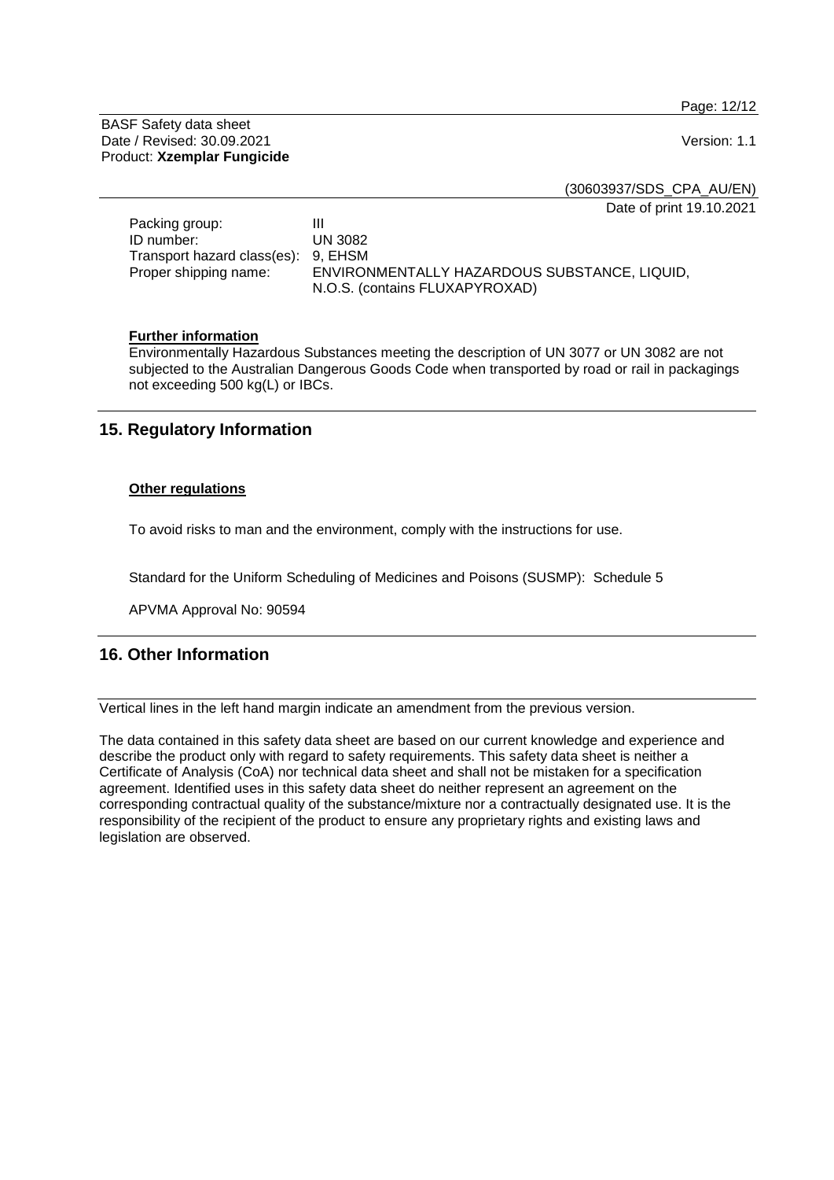Packing group: III
ID number: UN 3082
Transport hazard class(es): 9, EHSM
Proper shipping name: ENVIRONMENTALLY HAZARDOUS SUBSTANCE, LIQUID, N.O.S. (contains FLUXAPYROXAD)

**Further information**

Environmentally Hazardous Substances meeting the description of UN 3077 or UN 3082 are not subjected to the Australian Dangerous Goods Code when transported by road or rail in packagings not exceeding 500 kg(L) or IBCs.

## 15. Regulatory Information

**Other regulations**

To avoid risks to man and the environment, comply with the instructions for use.

Standard for the Uniform Scheduling of Medicines and Poisons (SUSMP): Schedule 5

APVMA Approval No: 90594

## 16. Other Information

Vertical lines in the left hand margin indicate an amendment from the previous version.

The data contained in this safety data sheet are based on our current knowledge and experience and describe the product only with regard to safety requirements. This safety data sheet is neither a Certificate of Analysis (CoA) nor technical data sheet and shall not be mistaken for a specification agreement. Identified uses in this safety data sheet do neither represent an agreement on the corresponding contractual quality of the substance/mixture nor a contractually designated use. It is the responsibility of the recipient of the product to ensure any proprietary rights and existing laws and legislation are observed.